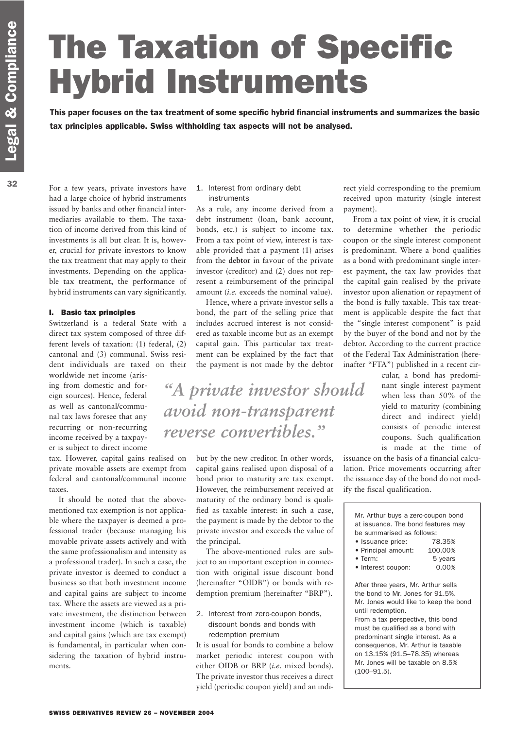# The Taxation of Specific Hybrid Instruments

**This paper focuses on the tax treatment of some specific hybrid financial instruments and summarizes the basic tax principles applicable. Swiss withholding tax aspects will not be analysed.**

For a few years, private investors have had a large choice of hybrid instruments issued by banks and other financial intermediaries available to them. The taxation of income derived from this kind of investments is all but clear. It is, however, crucial for private investors to know the tax treatment that may apply to their investments. Depending on the applicable tax treatment, the performance of hybrid instruments can vary significantly.

## I. Basic tax principles

Switzerland is a federal State with a direct tax system composed of three different levels of taxation: (1) federal, (2) cantonal and (3) communal. Swiss resident individuals are taxed on their worldwide net income (arising from domestic and foreign sources). Hence, federal as well as cantonal/communal tax laws foresee that any recurring or non-recurring income received by a taxpayer is subject to direct income tax. However, capital gains realised on private movable assets are exempt from federal and cantonal/communal income taxes.

It should be noted that the above-mentioned tax exemption is not applicable where the taxpayer is deemed a professional trader (because managing his movable private assets actively and with the same professionalism and intensity as a professional trader). In such a case, the private investor is deemed to conduct a business so that both investment income and capital gains are subject to income tax. Where the assets are viewed as a private investment, the distinction between investment income (which is taxable) and capital gains (which are tax exempt) is fundamental, in particular when considering the taxation of hybrid instruments.

### 1. Interest from ordinary debt instruments

As a rule, any income derived from a debt instrument (loan, bank account, bonds, etc.) is subject to income tax. From a tax point of view, interest is taxable provided that a payment (1) arises from the **debtor** in favour of the private investor (creditor) and (2) does not represent a reimbursement of the principal amount (*i.e.* exceeds the nominal value).

Hence, where a private investor sells a bond, the part of the selling price that includes accrued interest is not considered as taxable income but as an exempt capital gain. This particular tax treatment can be explained by the fact that the payment is not made by the debtor but by the new creditor. In other words, capital gains realised upon disposal of a bond prior to maturity are tax exempt. However, the reimbursement received at maturity of the ordinary bond is qualified as taxable interest: in such a case, the payment is made by the debtor to the private investor and exceeds the value of the principal.

> *"A private investor should avoid non-transparent reverse convertibles."*

The above-mentioned rules are subject to an important exception in connection with original issue discount bond (hereinafter "OIDB") or bonds with redemption premium (hereinafter "BRP").

### 2. Interest from zero-coupon bonds, discount bonds and bonds with redemption premium

It is usual for bonds to combine a below market periodic interest coupon with either OIDB or BRP (*i.e.* mixed bonds). The private investor thus receives a direct yield (periodic coupon yield) and an indirect yield corresponding to the premium received upon maturity (single interest payment).

From a tax point of view, it is crucial to determine whether the periodic coupon or the single interest component is predominant. Where a bond qualifies as a bond with predominant single interest payment, the tax law provides that the capital gain realised by the private investor upon alienation or repayment of the bond is fully taxable. This tax treatment is applicable despite the fact that the "single interest component" is paid by the buyer of the bond and not by the debtor. According to the current practice of the Federal Tax Administration (hereinafter "FTA") published in a recent circular, a bond has predominant single interest payment when less than 50% of the yield to maturity (combining direct and indirect yield) consists of periodic interest coupons. Such qualification is made at the time of issuance on the basis of a financial calculation. Price movements occurring after the issuance day of the bond do not modify the fiscal qualification.

> Mr. Arthur buys a zero-coupon bond at issuance. The bond features may be summarised as follows:
>
> - Issuance price: 78.35%
> - Principal amount: 100.00%
> - Term: 5 years
> - Interest coupon: 0.00%
>
> After three years, Mr. Arthur sells the bond to Mr. Jones for 91.5%. Mr. Jones would like to keep the bond until redemption.
>
> From a tax perspective, this bond must be qualified as a bond with predominant single interest. As a consequence, Mr. Arthur is taxable on 13.15% (91.5–78.35) whereas Mr. Jones will be taxable on 8.5% (100–91.5).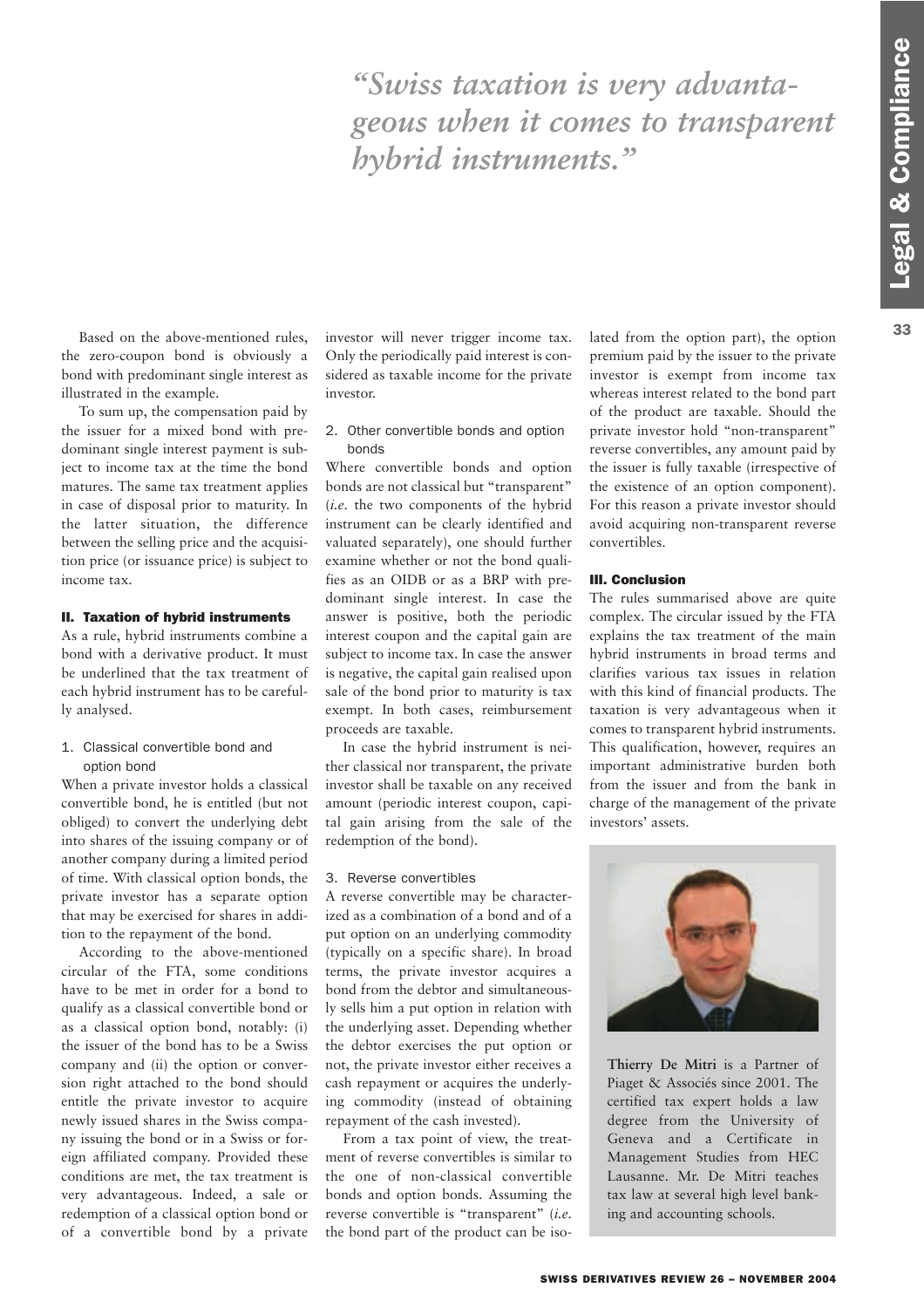*"Swiss taxation is very advantageous when it comes to transparent hybrid instruments."*

Based on the above-mentioned rules, the zero-coupon bond is obviously a bond with predominant single interest as illustrated in the example.

To sum up, the compensation paid by the issuer for a mixed bond with predominant single interest payment is subject to income tax at the time the bond matures. The same tax treatment applies in case of disposal prior to maturity. In the latter situation, the difference between the selling price and the acquisition price (or issuance price) is subject to income tax.

## II. Taxation of hybrid instruments

As a rule, hybrid instruments combine a bond with a derivative product. It must be underlined that the tax treatment of each hybrid instrument has to be carefully analysed.

### 1. Classical convertible bond and option bond

When a private investor holds a classical convertible bond, he is entitled (but not obliged) to convert the underlying debt into shares of the issuing company or of another company during a limited period of time. With classical option bonds, the private investor has a separate option that may be exercised for shares in addition to the repayment of the bond.

According to the above-mentioned circular of the FTA, some conditions have to be met in order for a bond to qualify as a classical convertible bond or as a classical option bond, notably: (i) the issuer of the bond has to be a Swiss company and (ii) the option or conversion right attached to the bond should entitle the private investor to acquire newly issued shares in the Swiss company issuing the bond or in a Swiss or foreign affiliated company. Provided these conditions are met, the tax treatment is very advantageous. Indeed, a sale or redemption of a classical option bond or of a convertible bond by a private investor will never trigger income tax. Only the periodically paid interest is considered as taxable income for the private investor.

### 2. Other convertible bonds and option bonds

Where convertible bonds and option bonds are not classical but "transparent" (*i.e.* the two components of the hybrid instrument can be clearly identified and valuated separately), one should further examine whether or not the bond qualifies as an OIDB or as a BRP with predominant single interest. In case the answer is positive, both the periodic interest coupon and the capital gain are subject to income tax. In case the answer is negative, the capital gain realised upon sale of the bond prior to maturity is tax exempt. In both cases, reimbursement proceeds are taxable.

In case the hybrid instrument is neither classical nor transparent, the private investor shall be taxable on any received amount (periodic interest coupon, capital gain arising from the sale of the redemption of the bond).

### 3. Reverse convertibles

A reverse convertible may be characterized as a combination of a bond and of a put option on an underlying commodity (typically on a specific share). In broad terms, the private investor acquires a bond from the debtor and simultaneously sells him a put option in relation with the underlying asset. Depending whether the debtor exercises the put option or not, the private investor either receives a cash repayment or acquires the underlying commodity (instead of obtaining repayment of the cash invested).

From a tax point of view, the treatment of reverse convertibles is similar to the one of non-classical convertible bonds and option bonds. Assuming the reverse convertible is "transparent" (*i.e.* the bond part of the product can be isolated from the option part), the option premium paid by the issuer to the private investor is exempt from income tax whereas interest related to the bond part of the product are taxable. Should the private investor hold "non-transparent" reverse convertibles, any amount paid by the issuer is fully taxable (irrespective of the existence of an option component). For this reason a private investor should avoid acquiring non-transparent reverse convertibles.

## III. Conclusion

The rules summarised above are quite complex. The circular issued by the FTA explains the tax treatment of the main hybrid instruments in broad terms and clarifies various tax issues in relation with this kind of financial products. The taxation is very advantageous when it comes to transparent hybrid instruments. This qualification, however, requires an important administrative burden both from the issuer and from the bank in charge of the management of the private investors' assets.

**Thierry De Mitri** is a Partner of Piaget & Associés since 2001. The certified tax expert holds a law degree from the University of Geneva and a Certificate in Management Studies from HEC Lausanne. Mr. De Mitri teaches tax law at several high level banking and accounting schools.